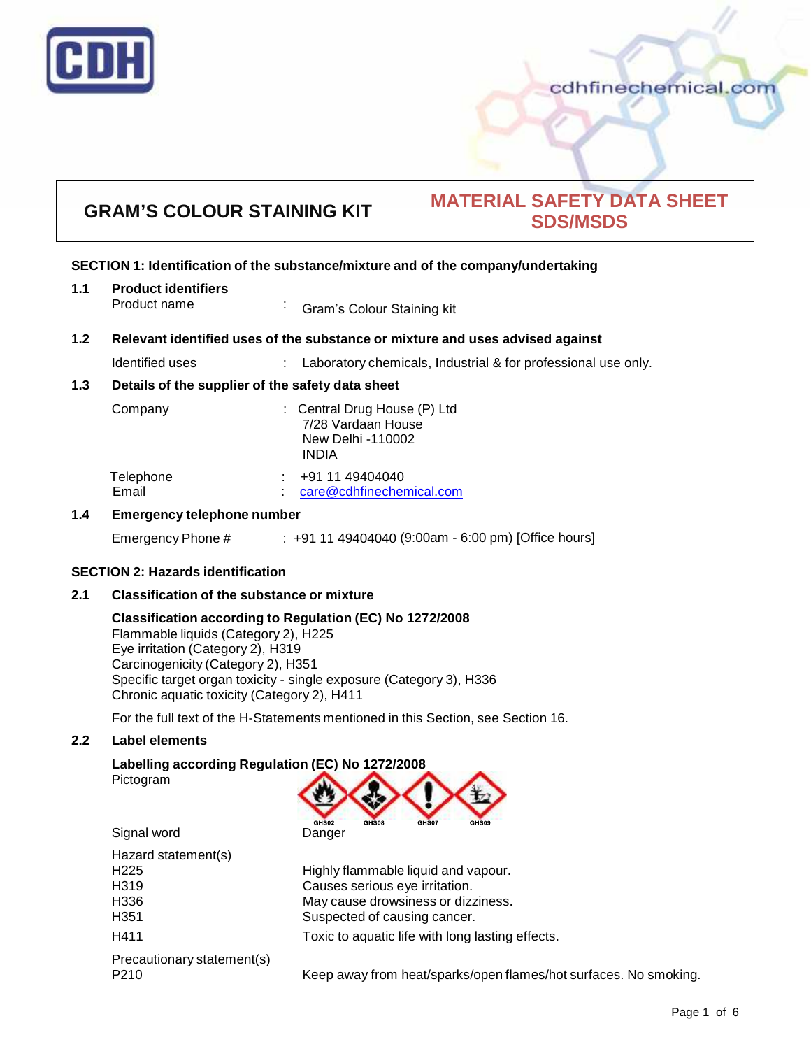# GRAM'S COLOUR STAINING KIT

# MATERIAL SAFETY DATA SHEET SDS/MSDS

## SECTION 1: Identification of the substance/mixture and of the company/undertaking

### 1.1 Product identifiers

Product name : Gram's Colour Staining kit

### 1.2 Relevant identified uses of the substance or mixture and uses advised against

Identified uses : Laboratory chemicals, Industrial & for professional use only.

### 1.3 Details of the supplier of the safety data sheet

Company : Central Drug House (P) Ltd
7/28 Vardaan House
New Delhi -110002
INDIA

Telephone : +91 11 49404040
Email : care@cdhfinechemical.com

### 1.4 Emergency telephone number

Emergency Phone # : +91 11 49404040 (9:00am - 6:00 pm) [Office hours]

## SECTION 2: Hazards identification

### 2.1 Classification of the substance or mixture

**Classification according to Regulation (EC) No 1272/2008**
Flammable liquids (Category 2), H225
Eye irritation (Category 2), H319
Carcinogenicity (Category 2), H351
Specific target organ toxicity - single exposure (Category 3), H336
Chronic aquatic toxicity (Category 2), H411

For the full text of the H-Statements mentioned in this Section, see Section 16.

### 2.2 Label elements

**Labelling according Regulation (EC) No 1272/2008**

Pictogram: GHS02, GHS08, GHS07, GHS09

Signal word: Danger

Hazard statement(s)

| | |
|---|---|
| H225 | Highly flammable liquid and vapour. |
| H319 | Causes serious eye irritation. |
| H336 | May cause drowsiness or dizziness. |
| H351 | Suspected of causing cancer. |
| H411 | Toxic to aquatic life with long lasting effects. |

Precautionary statement(s)

| | |
|---|---|
| P210 | Keep away from heat/sparks/open flames/hot surfaces. No smoking. |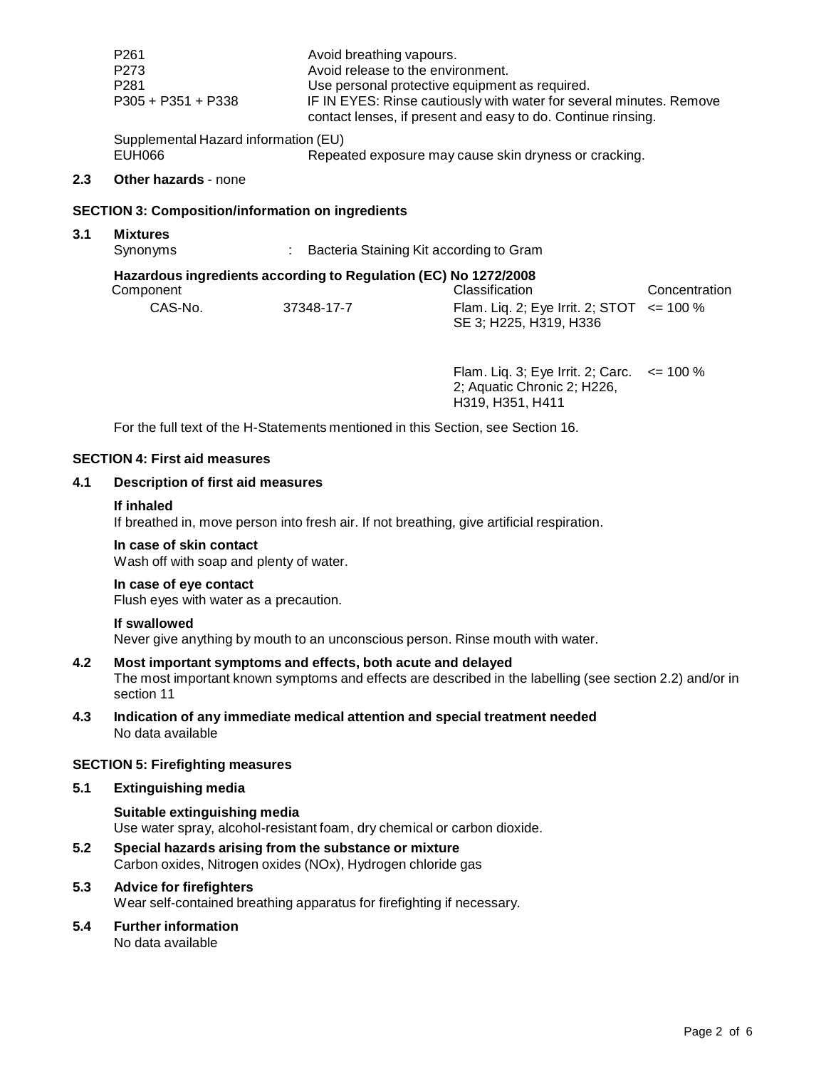| | |
|---|---|
| P261 | Avoid breathing vapours. |
| P273 | Avoid release to the environment. |
| P281 | Use personal protective equipment as required. |
| P305 + P351 + P338 | IF IN EYES: Rinse cautiously with water for several minutes. Remove contact lenses, if present and easy to do. Continue rinsing. |

Supplemental Hazard information (EU)

| | |
|---|---|
| EUH066 | Repeated exposure may cause skin dryness or cracking. |

**2.3 Other hazards** - none

## SECTION 3: Composition/information on ingredients

**3.1 Mixtures**

Synonyms : Bacteria Staining Kit according to Gram

**Hazardous ingredients according to Regulation (EC) No 1272/2008**

| Component | | Classification | Concentration |
|---|---|---|---|
| CAS-No. | 37348-17-7 | Flam. Liq. 2; Eye Irrit. 2; STOT SE 3; H225, H319, H336 | <= 100 % |
| | | Flam. Liq. 3; Eye Irrit. 2; Carc. 2; Aquatic Chronic 2; H226, H319, H351, H411 | <= 100 % |

For the full text of the H-Statements mentioned in this Section, see Section 16.

## SECTION 4: First aid measures

**4.1 Description of first aid measures**

**If inhaled**
If breathed in, move person into fresh air. If not breathing, give artificial respiration.

**In case of skin contact**
Wash off with soap and plenty of water.

**In case of eye contact**
Flush eyes with water as a precaution.

**If swallowed**
Never give anything by mouth to an unconscious person. Rinse mouth with water.

**4.2 Most important symptoms and effects, both acute and delayed**
The most important known symptoms and effects are described in the labelling (see section 2.2) and/or in section 11

**4.3 Indication of any immediate medical attention and special treatment needed**
No data available

## SECTION 5: Firefighting measures

**5.1 Extinguishing media**

**Suitable extinguishing media**
Use water spray, alcohol-resistant foam, dry chemical or carbon dioxide.

**5.2 Special hazards arising from the substance or mixture**
Carbon oxides, Nitrogen oxides (NOx), Hydrogen chloride gas

**5.3 Advice for firefighters**
Wear self-contained breathing apparatus for firefighting if necessary.

**5.4 Further information**
No data available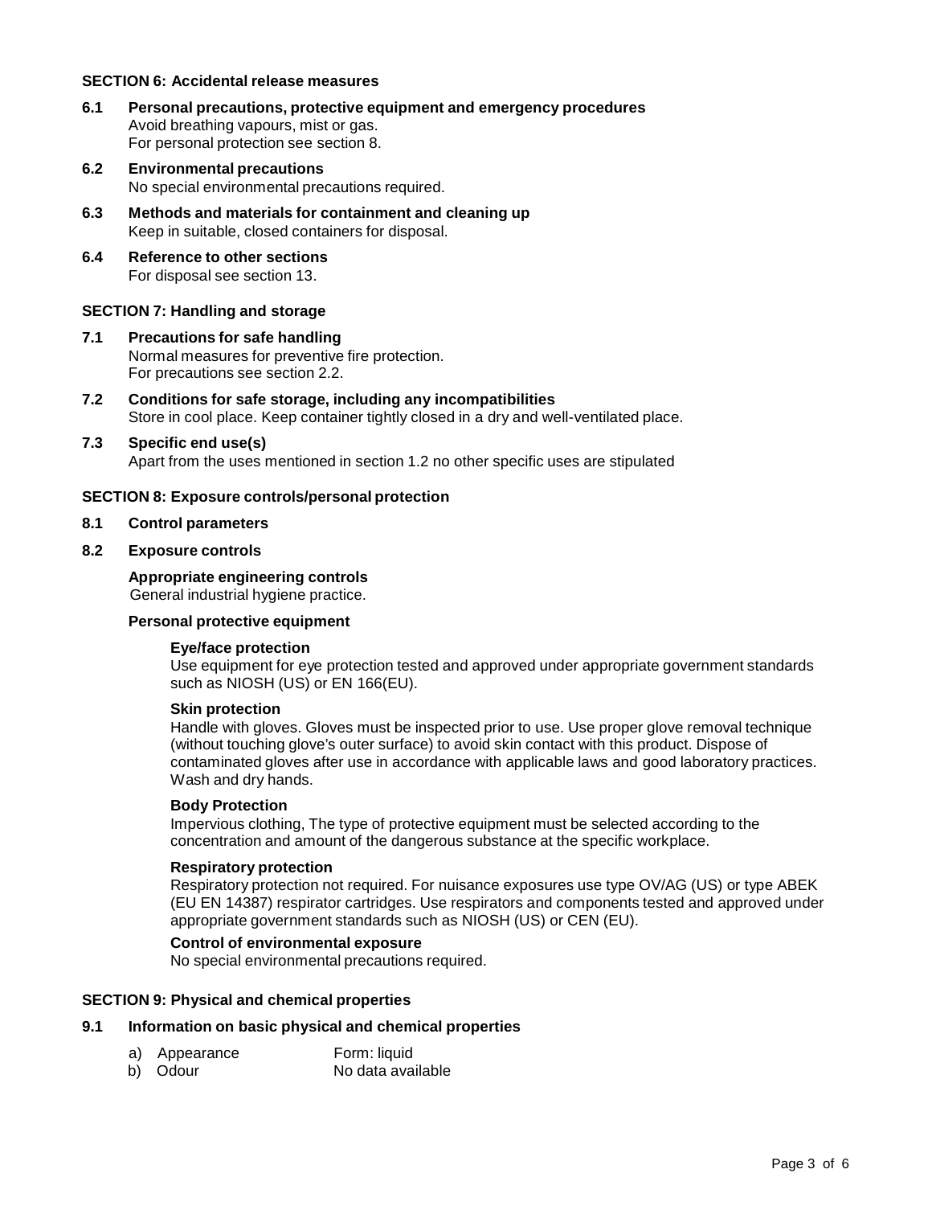## SECTION 6: Accidental release measures

### 6.1 Personal precautions, protective equipment and emergency procedures

Avoid breathing vapours, mist or gas.
For personal protection see section 8.

### 6.2 Environmental precautions

No special environmental precautions required.

### 6.3 Methods and materials for containment and cleaning up

Keep in suitable, closed containers for disposal.

### 6.4 Reference to other sections

For disposal see section 13.

## SECTION 7: Handling and storage

### 7.1 Precautions for safe handling

Normal measures for preventive fire protection.
For precautions see section 2.2.

### 7.2 Conditions for safe storage, including any incompatibilities

Store in cool place. Keep container tightly closed in a dry and well-ventilated place.

### 7.3 Specific end use(s)

Apart from the uses mentioned in section 1.2 no other specific uses are stipulated

## SECTION 8: Exposure controls/personal protection

### 8.1 Control parameters

### 8.2 Exposure controls

**Appropriate engineering controls**

General industrial hygiene practice.

**Personal protective equipment**

**Eye/face protection**

Use equipment for eye protection tested and approved under appropriate government standards such as NIOSH (US) or EN 166(EU).

**Skin protection**

Handle with gloves. Gloves must be inspected prior to use. Use proper glove removal technique (without touching glove's outer surface) to avoid skin contact with this product. Dispose of contaminated gloves after use in accordance with applicable laws and good laboratory practices. Wash and dry hands.

**Body Protection**

Impervious clothing, The type of protective equipment must be selected according to the concentration and amount of the dangerous substance at the specific workplace.

**Respiratory protection**

Respiratory protection not required. For nuisance exposures use type OV/AG (US) or type ABEK (EU EN 14387) respirator cartridges. Use respirators and components tested and approved under appropriate government standards such as NIOSH (US) or CEN (EU).

**Control of environmental exposure**

No special environmental precautions required.

## SECTION 9: Physical and chemical properties

### 9.1 Information on basic physical and chemical properties

| | |
|---|---|
| a) Appearance | Form: liquid |
| b) Odour | No data available |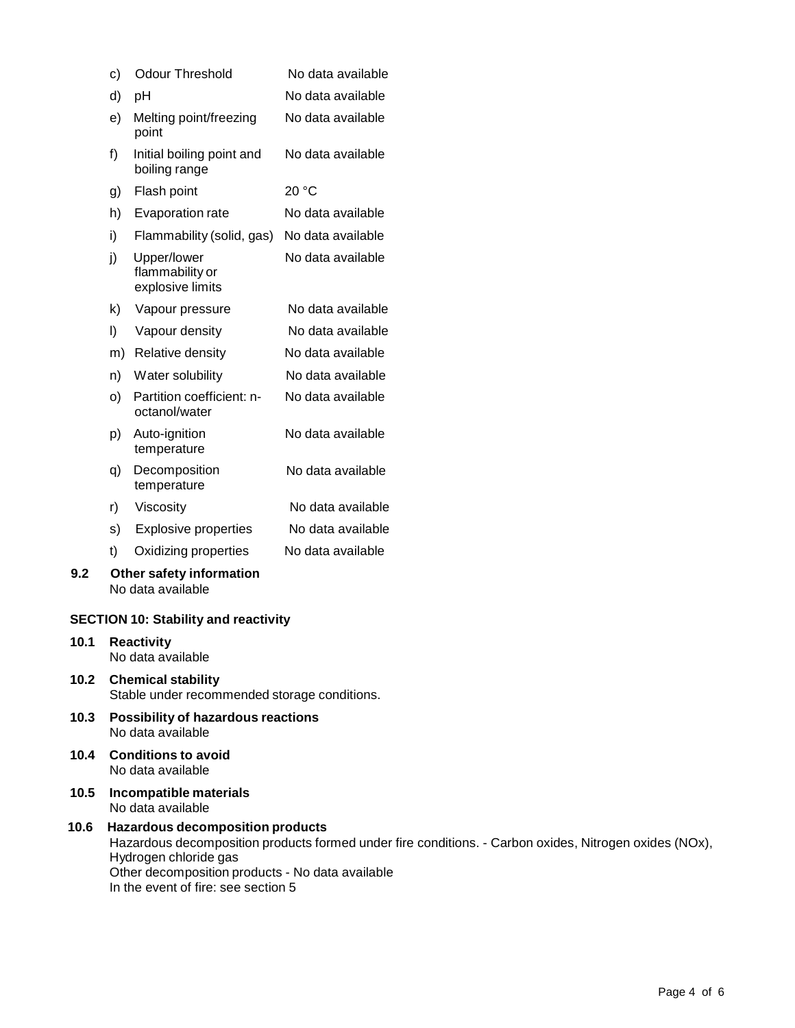c) Odour Threshold — No data available

d) pH — No data available

e) Melting point/freezing point — No data available

f) Initial boiling point and boiling range — No data available

g) Flash point — 20 °C

h) Evaporation rate — No data available

i) Flammability (solid, gas) — No data available

j) Upper/lower flammability or explosive limits — No data available

k) Vapour pressure — No data available

l) Vapour density — No data available

m) Relative density — No data available

n) Water solubility — No data available

o) Partition coefficient: n-octanol/water — No data available

p) Auto-ignition temperature — No data available

q) Decomposition temperature — No data available

r) Viscosity — No data available

s) Explosive properties — No data available

t) Oxidizing properties — No data available

**9.2 Other safety information**

No data available

## SECTION 10: Stability and reactivity

**10.1 Reactivity**

No data available

**10.2 Chemical stability**

Stable under recommended storage conditions.

**10.3 Possibility of hazardous reactions**

No data available

**10.4 Conditions to avoid**

No data available

**10.5 Incompatible materials**

No data available

**10.6 Hazardous decomposition products**

Hazardous decomposition products formed under fire conditions. - Carbon oxides, Nitrogen oxides (NOx), Hydrogen chloride gas

Other decomposition products - No data available

In the event of fire: see section 5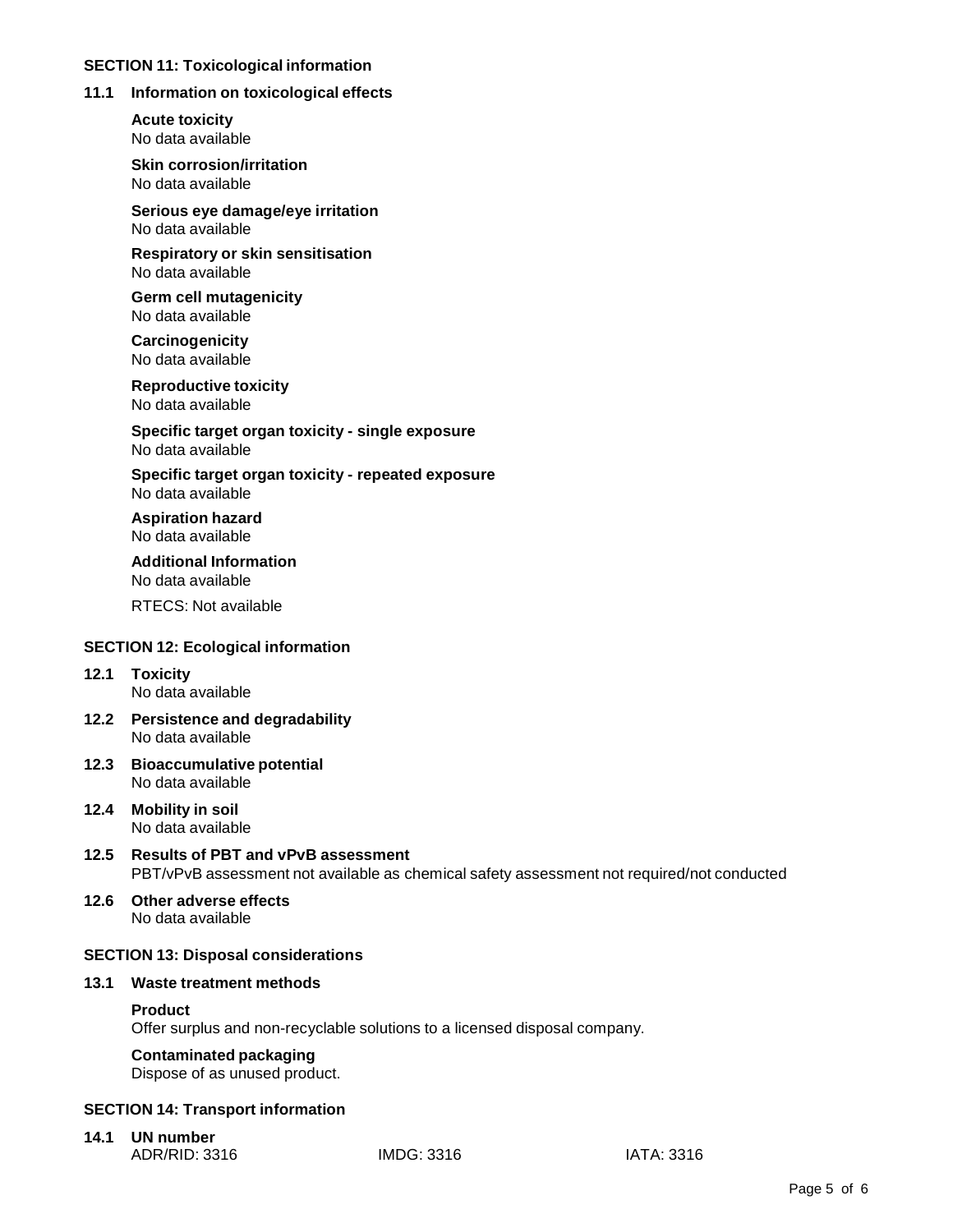## SECTION 11: Toxicological information

### 11.1 Information on toxicological effects

**Acute toxicity**
No data available

**Skin corrosion/irritation**
No data available

**Serious eye damage/eye irritation**
No data available

**Respiratory or skin sensitisation**
No data available

**Germ cell mutagenicity**
No data available

**Carcinogenicity**
No data available

**Reproductive toxicity**
No data available

**Specific target organ toxicity - single exposure**
No data available

**Specific target organ toxicity - repeated exposure**
No data available

**Aspiration hazard**
No data available

**Additional Information**
No data available

RTECS: Not available

## SECTION 12: Ecological information

### 12.1 Toxicity
No data available

### 12.2 Persistence and degradability
No data available

### 12.3 Bioaccumulative potential
No data available

### 12.4 Mobility in soil
No data available

### 12.5 Results of PBT and vPvB assessment
PBT/vPvB assessment not available as chemical safety assessment not required/not conducted

### 12.6 Other adverse effects
No data available

## SECTION 13: Disposal considerations

### 13.1 Waste treatment methods

**Product**
Offer surplus and non-recyclable solutions to a licensed disposal company.

**Contaminated packaging**
Dispose of as unused product.

## SECTION 14: Transport information

### 14.1 UN number

ADR/RID: 3316 IMDG: 3316 IATA: 3316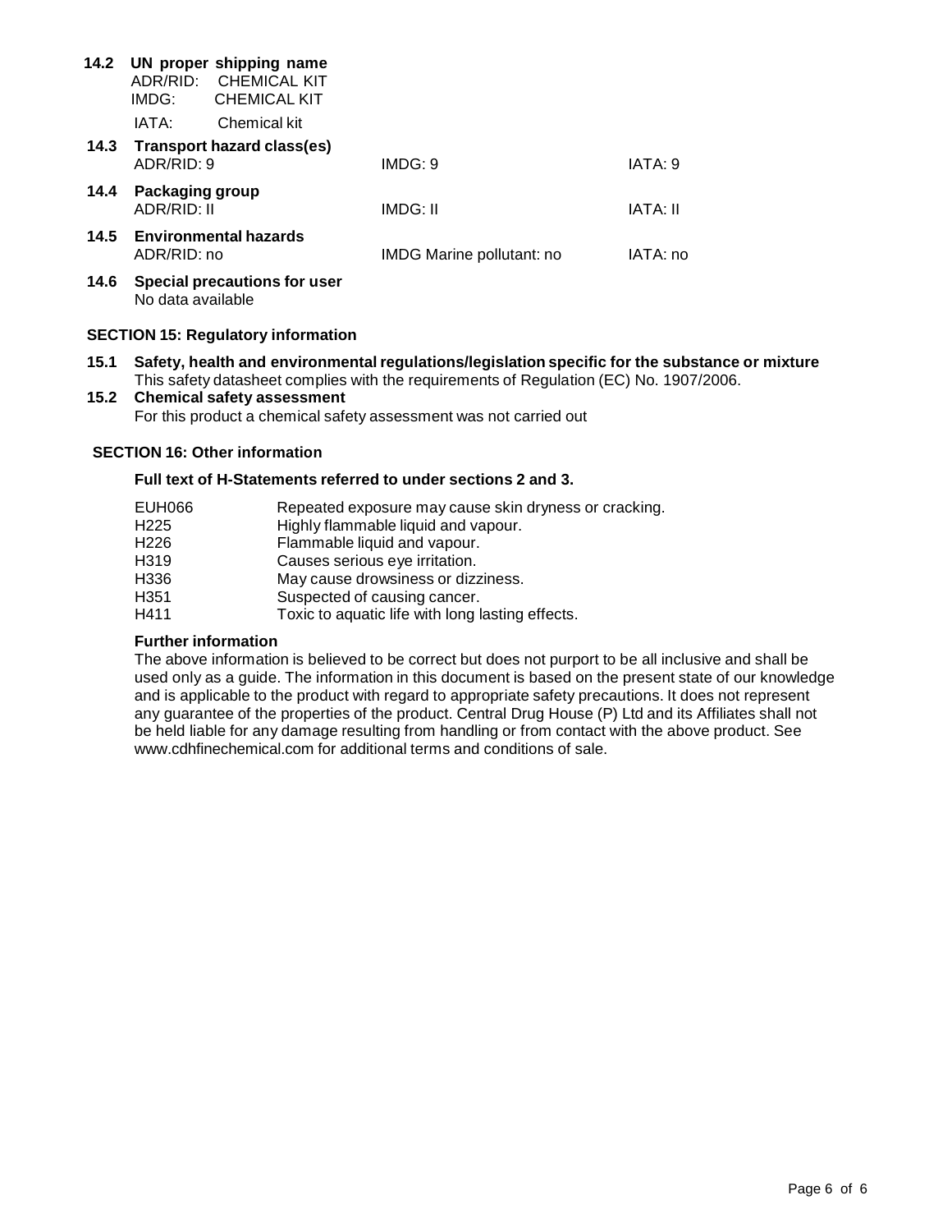**14.2 UN proper shipping name**

ADR/RID: CHEMICAL KIT
IMDG: CHEMICAL KIT
IATA: Chemical kit

**14.3 Transport hazard class(es)**

| | | |
|---|---|---|
| ADR/RID: 9 | IMDG: 9 | IATA: 9 |

**14.4 Packaging group**

| | | |
|---|---|---|
| ADR/RID: II | IMDG: II | IATA: II |

**14.5 Environmental hazards**

| | | |
|---|---|---|
| ADR/RID: no | IMDG Marine pollutant: no | IATA: no |

**14.6 Special precautions for user**

No data available

## SECTION 15: Regulatory information

**15.1 Safety, health and environmental regulations/legislation specific for the substance or mixture**

This safety datasheet complies with the requirements of Regulation (EC) No. 1907/2006.

**15.2 Chemical safety assessment**

For this product a chemical safety assessment was not carried out

## SECTION 16: Other information

**Full text of H-Statements referred to under sections 2 and 3.**

| | |
|---|---|
| EUH066 | Repeated exposure may cause skin dryness or cracking. |
| H225 | Highly flammable liquid and vapour. |
| H226 | Flammable liquid and vapour. |
| H319 | Causes serious eye irritation. |
| H336 | May cause drowsiness or dizziness. |
| H351 | Suspected of causing cancer. |
| H411 | Toxic to aquatic life with long lasting effects. |

**Further information**

The above information is believed to be correct but does not purport to be all inclusive and shall be used only as a guide. The information in this document is based on the present state of our knowledge and is applicable to the product with regard to appropriate safety precautions. It does not represent any guarantee of the properties of the product. Central Drug House (P) Ltd and its Affiliates shall not be held liable for any damage resulting from handling or from contact with the above product. See www.cdhfinechemical.com for additional terms and conditions of sale.